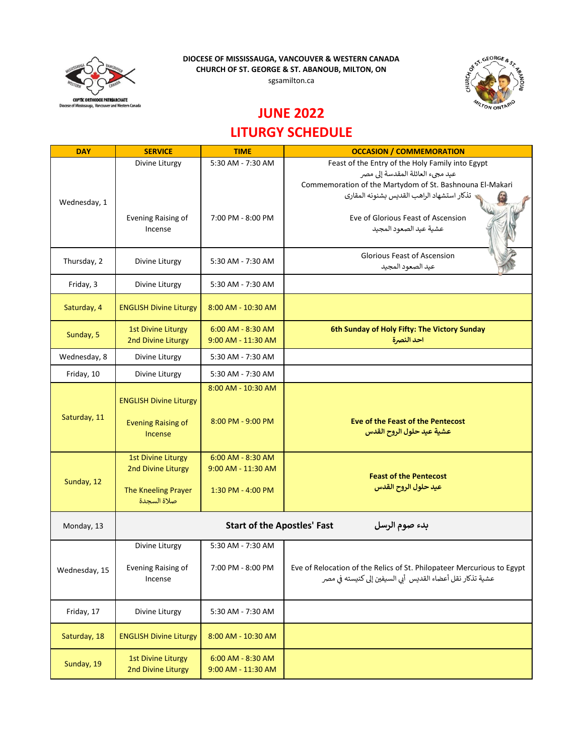**DIOCESE OF MISSISSAUGA, VANCOUVER & WESTERN CANADA**
**CHURCH OF ST. GEORGE & ST. ABANOUB, MILTON, ON**
sgsamilton.ca

# JUNE 2022
# LITURGY SCHEDULE

| DAY | SERVICE | TIME | OCCASION / COMMEMORATION |
|---|---|---|---|
| Wednesday, 1 | Divine Liturgy<br><br>Evening Raising of Incense | 5:30 AM - 7:30 AM<br><br>7:00 PM - 8:00 PM | Feast of the Entry of the Holy Family into Egypt<br>عيد مجيء العائلة المقدسة إلى مصر<br>Commemoration of the Martydom of St. Bashnouna El-Makari<br>تذكار استشهاد الراهب القديس بشنونه المقارى<br><br>Eve of Glorious Feast of Ascension<br>عشية عيد الصعود المجيد |
| Thursday, 2 | Divine Liturgy | 5:30 AM - 7:30 AM | Glorious Feast of Ascension<br>عيد الصعود المجيد |
| Friday, 3 | Divine Liturgy | 5:30 AM - 7:30 AM | |
| Saturday, 4 | ENGLISH Divine Liturgy | 8:00 AM - 10:30 AM | |
| Sunday, 5 | 1st Divine Liturgy<br>2nd Divine Liturgy | 6:00 AM - 8:30 AM<br>9:00 AM - 11:30 AM | **6th Sunday of Holy Fifty: The Victory Sunday**<br>**احد النصرة** |
| Wednesday, 8 | Divine Liturgy | 5:30 AM - 7:30 AM | |
| Friday, 10 | Divine Liturgy | 5:30 AM - 7:30 AM | |
| Saturday, 11 | ENGLISH Divine Liturgy<br><br>Evening Raising of Incense | 8:00 AM - 10:30 AM<br><br>8:00 PM - 9:00 PM | **Eve of the Feast of the Pentecost**<br>**عشية عيد حلول الروح القدس** |
| Sunday, 12 | 1st Divine Liturgy<br>2nd Divine Liturgy<br><br>The Kneeling Prayer<br>صلاة السجدة | 6:00 AM - 8:30 AM<br>9:00 AM - 11:30 AM<br><br>1:30 PM - 4:00 PM | **Feast of the Pentecost**<br>**عيد حلول الروح القدس** |
| Monday, 13 | **Start of the Apostles' Fast** **بدء صوم الرسل** | | |
| Wednesday, 15 | Divine Liturgy<br><br>Evening Raising of Incense | 5:30 AM - 7:30 AM<br><br>7:00 PM - 8:00 PM | Eve of Relocation of the Relics of St. Philopateer Mercurious to Egypt<br>عشية تذكار نقل أعضاء القديس أبي السيفين إلى كنيسته في مصر |
| Friday, 17 | Divine Liturgy | 5:30 AM - 7:30 AM | |
| Saturday, 18 | ENGLISH Divine Liturgy | 8:00 AM - 10:30 AM | |
| Sunday, 19 | 1st Divine Liturgy<br>2nd Divine Liturgy | 6:00 AM - 8:30 AM<br>9:00 AM - 11:30 AM | |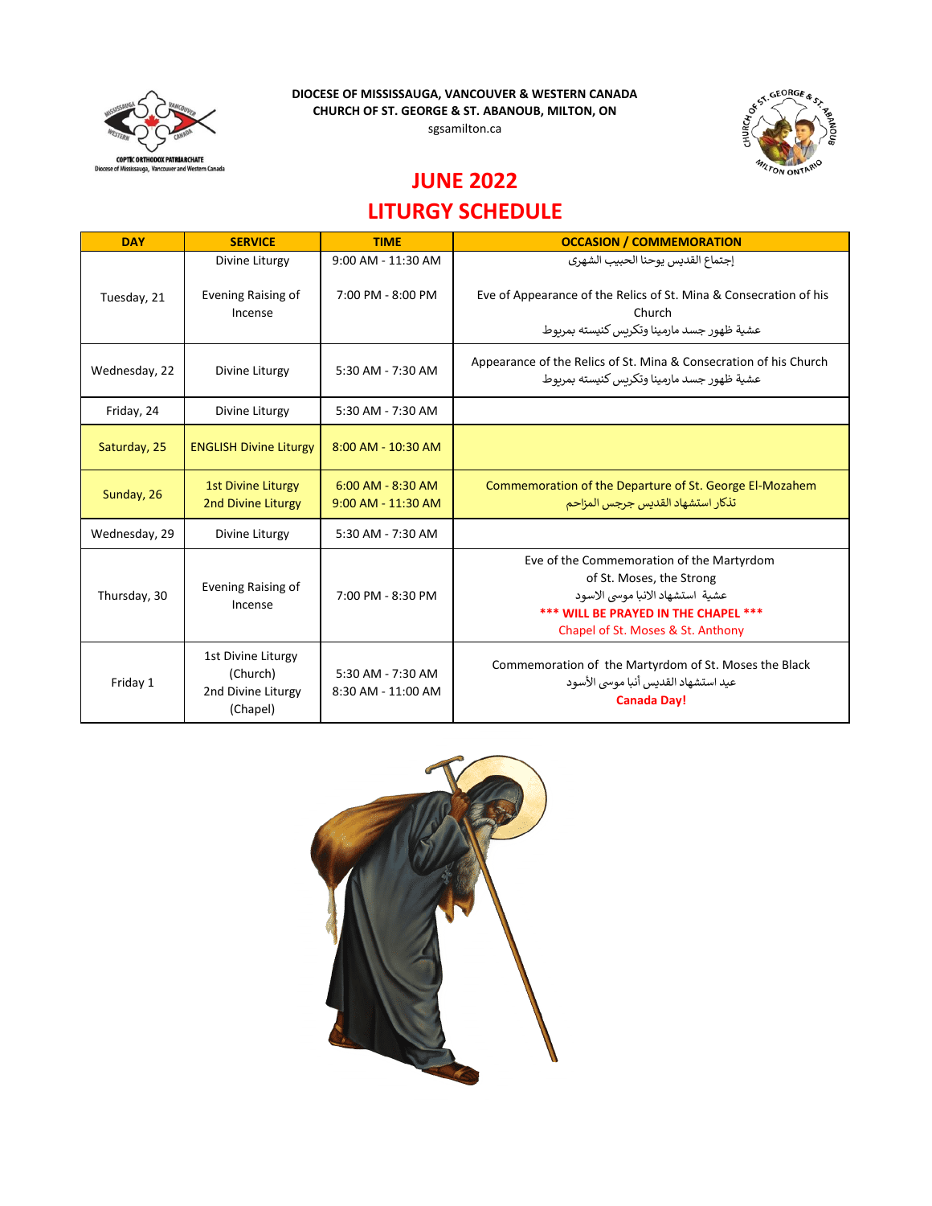DIOCESE OF MISSISSAUGA, VANCOUVER & WESTERN CANADA
CHURCH OF ST. GEORGE & ST. ABANOUB, MILTON, ON
sgsamilton.ca

# JUNE 2022
# LITURGY SCHEDULE

| DAY | SERVICE | TIME | OCCASION / COMMEMORATION |
|---|---|---|---|
| Tuesday, 21 | Divine Liturgy<br><br>Evening Raising of Incense | 9:00 AM - 11:30 AM<br><br>7:00 PM - 8:00 PM | إجتماع القديس يوحنا الحبيب الشهرى<br><br>Eve of Appearance of the Relics of St. Mina & Consecration of his Church<br>عشية ظهور جسد مارمينا وتكريس كنيسته بمريوط |
| Wednesday, 22 | Divine Liturgy | 5:30 AM - 7:30 AM | Appearance of the Relics of St. Mina & Consecration of his Church<br>عشية ظهور جسد مارمينا وتكريس كنيسته بمريوط |
| Friday, 24 | Divine Liturgy | 5:30 AM - 7:30 AM | |
| Saturday, 25 | ENGLISH Divine Liturgy | 8:00 AM - 10:30 AM | |
| Sunday, 26 | 1st Divine Liturgy<br>2nd Divine Liturgy | 6:00 AM - 8:30 AM<br>9:00 AM - 11:30 AM | Commemoration of the Departure of St. George El-Mozahem<br>تذكار استشهاد القديس جرجس المزاحم |
| Wednesday, 29 | Divine Liturgy | 5:30 AM - 7:30 AM | |
| Thursday, 30 | Evening Raising of Incense | 7:00 PM - 8:30 PM | Eve of the Commemoration of the Martyrdom of St. Moses, the Strong<br>عشية استشهاد الانبا موسى الاسود<br>**\*\*\* WILL BE PRAYED IN THE CHAPEL \*\*\***<br>Chapel of St. Moses & St. Anthony |
| Friday 1 | 1st Divine Liturgy (Church)<br>2nd Divine Liturgy (Chapel) | 5:30 AM - 7:30 AM<br>8:30 AM - 11:00 AM | Commemoration of the Martyrdom of St. Moses the Black<br>عيد استشهاد القديس أنبا موسى الأسود<br>**Canada Day!** |